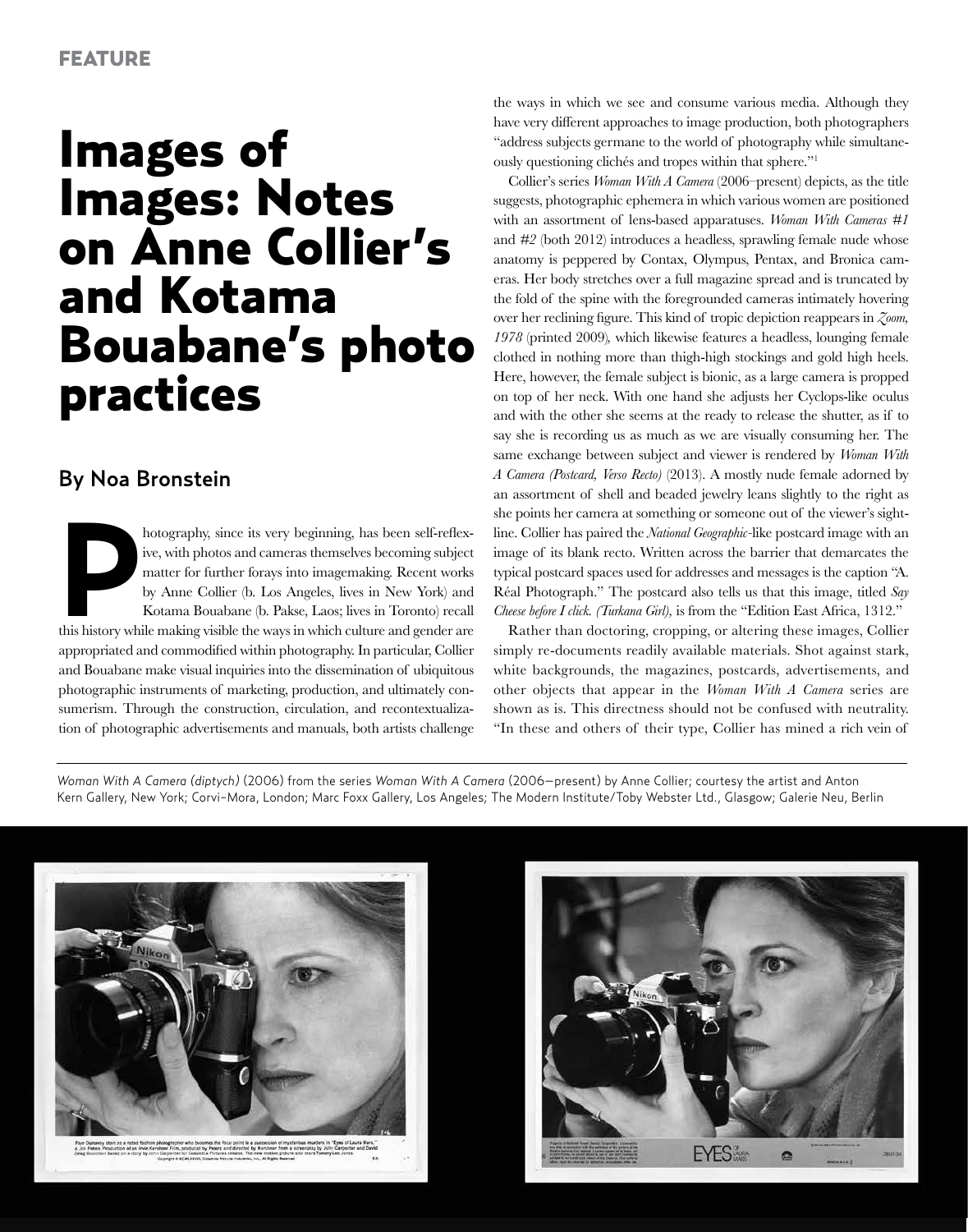FEATURE

# Images of Images: Notes on Anne Collier's and Kotama Bouabane's photo practices

## By Noa Bronstein

Photography, since its very beginning, has been self-reflexive, with photos and cameras themselves becoming subject matter for further forays into imagemaking. Recent works by Anne Collier (b. Los Angeles, lives in New York) and Kotama Bouabane (b. Pakse, Laos; lives in Toronto) recall this history while making visible the ways in which culture and gender are appropriated and commodified within photography. In particular, Collier and Bouabane make visual inquiries into the dissemination of ubiquitous photographic instruments of marketing, production, and ultimately consumerism. Through the construction, circulation, and recontextualization of photographic advertisements and manuals, both artists challenge the ways in which we see and consume various media. Although they have very different approaches to image production, both photographers "address subjects germane to the world of photography while simultaneously questioning clichés and tropes within that sphere."[1]

Collier's series *Woman With A Camera* (2006–present) depicts, as the title suggests, photographic ephemera in which various women are positioned with an assortment of lens-based apparatuses. *Woman With Cameras #1* and *#2* (both 2012) introduces a headless, sprawling female nude whose anatomy is peppered by Contax, Olympus, Pentax, and Bronica cameras. Her body stretches over a full magazine spread and is truncated by the fold of the spine with the foregrounded cameras intimately hovering over her reclining figure. This kind of tropic depiction reappears in *Zoom, 1978* (printed 2009), which likewise features a headless, lounging female clothed in nothing more than thigh-high stockings and gold high heels. Here, however, the female subject is bionic, as a large camera is propped on top of her neck. With one hand she adjusts her Cyclops-like oculus and with the other she seems at the ready to release the shutter, as if to say she is recording us as much as we are visually consuming her. The same exchange between subject and viewer is rendered by *Woman With A Camera (Postcard, Verso Recto)* (2013). A mostly nude female adorned by an assortment of shell and beaded jewelry leans slightly to the right as she points her camera at something or someone out of the viewer's sightline. Collier has paired the *National Geographic*-like postcard image with an image of its blank recto. Written across the barrier that demarcates the typical postcard spaces used for addresses and messages is the caption "A. Réal Photograph." The postcard also tells us that this image, titled *Say Cheese before I click. (Turkana Girl)*, is from the "Edition East Africa, 1312."

Rather than doctoring, cropping, or altering these images, Collier simply re-documents readily available materials. Shot against stark, white backgrounds, the magazines, postcards, advertisements, and other objects that appear in the *Woman With A Camera* series are shown as is. This directness should not be confused with neutrality. "In these and others of their type, Collier has mined a rich vein of

*Woman With A Camera (diptych)* (2006) from the series *Woman With A Camera* (2006—present) by Anne Collier; courtesy the artist and Anton Kern Gallery, New York; Corvi-Mora, London; Marc Foxx Gallery, Los Angeles; The Modern Institute/Toby Webster Ltd., Glasgow; Galerie Neu, Berlin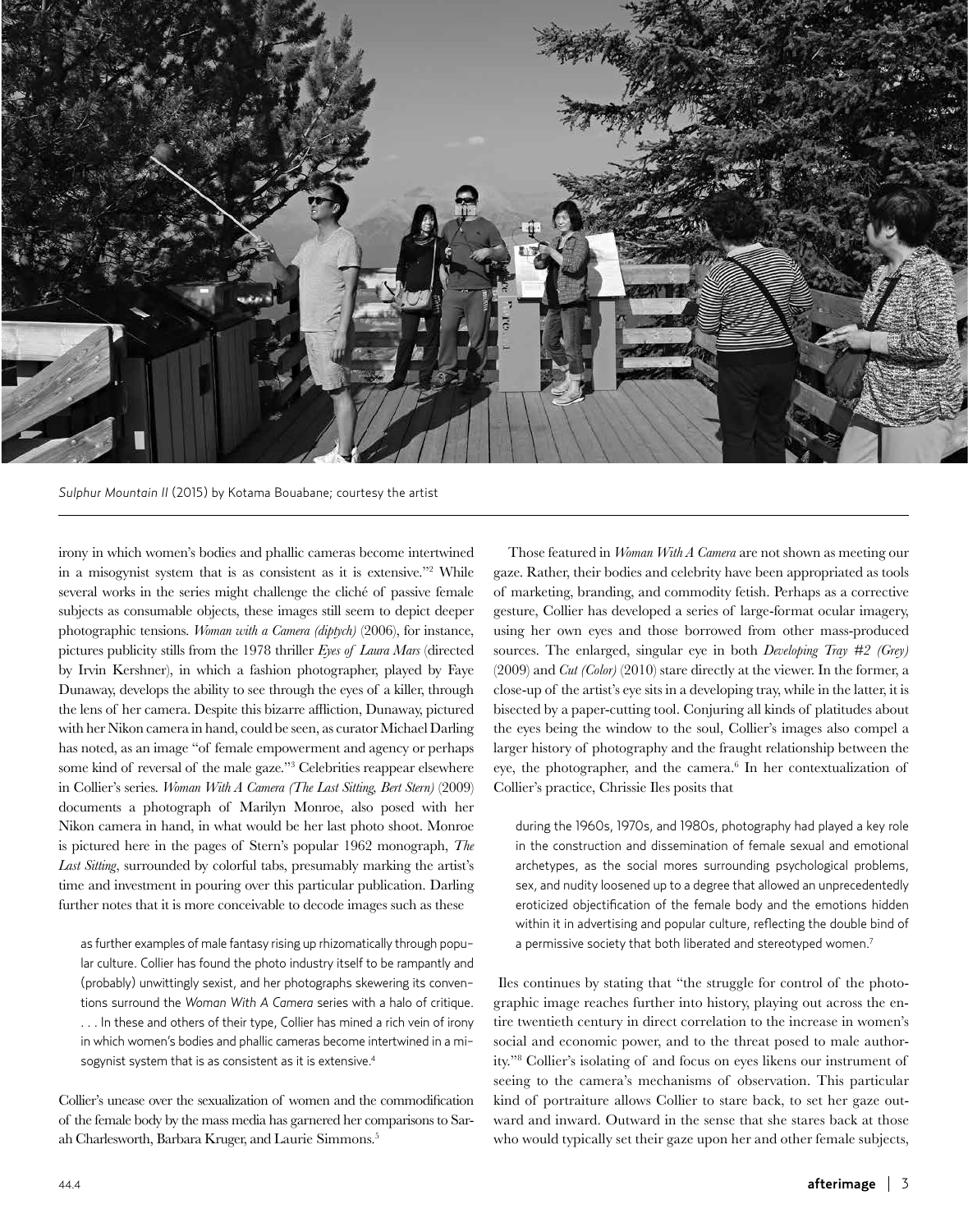*Sulphur Mountain II* (2015) by Kotama Bouabane; courtesy the artist

irony in which women's bodies and phallic cameras become intertwined in a misogynist system that is as consistent as it is extensive."[2] While several works in the series might challenge the cliché of passive female subjects as consumable objects, these images still seem to depict deeper photographic tensions. *Woman with a Camera (diptych)* (2006), for instance, pictures publicity stills from the 1978 thriller *Eyes of Laura Mars* (directed by Irvin Kershner), in which a fashion photographer, played by Faye Dunaway, develops the ability to see through the eyes of a killer, through the lens of her camera. Despite this bizarre affliction, Dunaway, pictured with her Nikon camera in hand, could be seen, as curator Michael Darling has noted, as an image "of female empowerment and agency or perhaps some kind of reversal of the male gaze."[3] Celebrities reappear elsewhere in Collier's series. *Woman With A Camera (The Last Sitting, Bert Stern)* (2009) documents a photograph of Marilyn Monroe, also posed with her Nikon camera in hand, in what would be her last photo shoot. Monroe is pictured here in the pages of Stern's popular 1962 monograph, *The Last Sitting*, surrounded by colorful tabs, presumably marking the artist's time and investment in pouring over this particular publication. Darling further notes that it is more conceivable to decode images such as these

> as further examples of male fantasy rising up rhizomatically through popular culture. Collier has found the photo industry itself to be rampantly and (probably) unwittingly sexist, and her photographs skewering its conventions surround the *Woman With A Camera* series with a halo of critique. . . . In these and others of their type, Collier has mined a rich vein of irony in which women's bodies and phallic cameras become intertwined in a misogynist system that is as consistent as it is extensive.[4]

Collier's unease over the sexualization of women and the commodification of the female body by the mass media has garnered her comparisons to Sarah Charlesworth, Barbara Kruger, and Laurie Simmons.[5]

Those featured in *Woman With A Camera* are not shown as meeting our gaze. Rather, their bodies and celebrity have been appropriated as tools of marketing, branding, and commodity fetish. Perhaps as a corrective gesture, Collier has developed a series of large-format ocular imagery, using her own eyes and those borrowed from other mass-produced sources. The enlarged, singular eye in both *Developing Tray #2 (Grey)* (2009) and *Cut (Color)* (2010) stare directly at the viewer. In the former, a close-up of the artist's eye sits in a developing tray, while in the latter, it is bisected by a paper-cutting tool. Conjuring all kinds of platitudes about the eyes being the window to the soul, Collier's images also compel a larger history of photography and the fraught relationship between the eye, the photographer, and the camera.[6] In her contextualization of Collier's practice, Chrissie Iles posits that

> during the 1960s, 1970s, and 1980s, photography had played a key role in the construction and dissemination of female sexual and emotional archetypes, as the social mores surrounding psychological problems, sex, and nudity loosened up to a degree that allowed an unprecedentedly eroticized objectification of the female body and the emotions hidden within it in advertising and popular culture, reflecting the double bind of a permissive society that both liberated and stereotyped women.[7]

Iles continues by stating that "the struggle for control of the photographic image reaches further into history, playing out across the entire twentieth century in direct correlation to the increase in women's social and economic power, and to the threat posed to male authority."[8] Collier's isolating of and focus on eyes likens our instrument of seeing to the camera's mechanisms of observation. This particular kind of portraiture allows Collier to stare back, to set her gaze outward and inward. Outward in the sense that she stares back at those who would typically set their gaze upon her and other female subjects,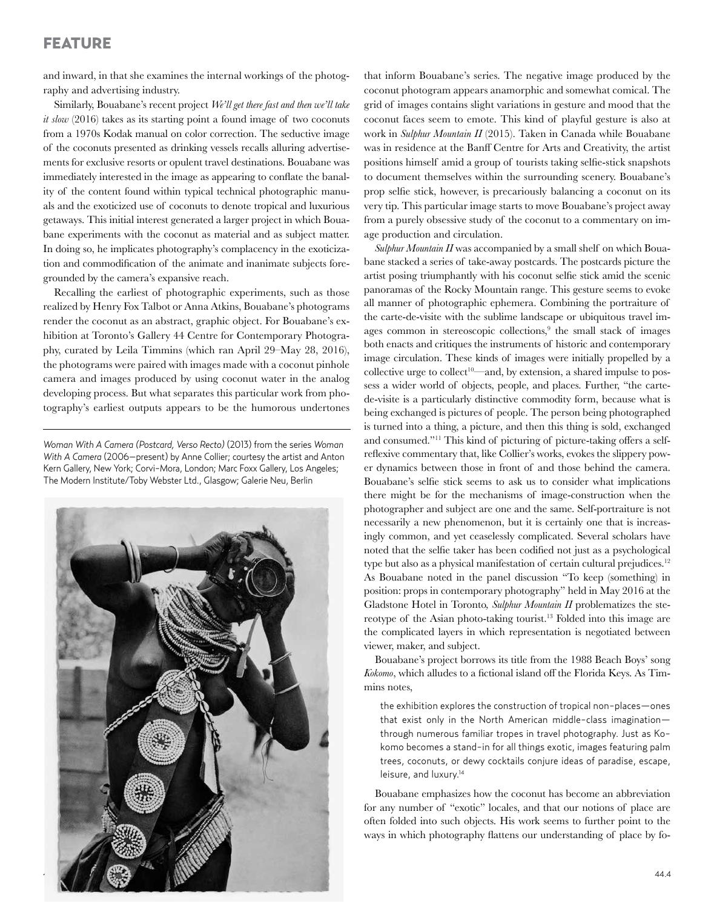and inward, in that she examines the internal workings of the photography and advertising industry.

Similarly, Bouabane's recent project *We'll get there fast and then we'll take it slow* (2016) takes as its starting point a found image of two coconuts from a 1970s Kodak manual on color correction. The seductive image of the coconuts presented as drinking vessels recalls alluring advertisements for exclusive resorts or opulent travel destinations. Bouabane was immediately interested in the image as appearing to conflate the banality of the content found within typical technical photographic manuals and the exoticized use of coconuts to denote tropical and luxurious getaways. This initial interest generated a larger project in which Bouabane experiments with the coconut as material and as subject matter. In doing so, he implicates photography's complacency in the exoticization and commodification of the animate and inanimate subjects foregrounded by the camera's expansive reach.

Recalling the earliest of photographic experiments, such as those realized by Henry Fox Talbot or Anna Atkins, Bouabane's photograms render the coconut as an abstract, graphic object. For Bouabane's exhibition at Toronto's Gallery 44 Centre for Contemporary Photography, curated by Leila Timmins (which ran April 29–May 28, 2016), the photograms were paired with images made with a coconut pinhole camera and images produced by using coconut water in the analog developing process. But what separates this particular work from photography's earliest outputs appears to be the humorous undertones that inform Bouabane's series. The negative image produced by the coconut photogram appears anamorphic and somewhat comical. The grid of images contains slight variations in gesture and mood that the coconut faces seem to emote. This kind of playful gesture is also at work in *Sulphur Mountain II* (2015). Taken in Canada while Bouabane was in residence at the Banff Centre for Arts and Creativity, the artist positions himself amid a group of tourists taking selfie-stick snapshots to document themselves within the surrounding scenery. Bouabane's prop selfie stick, however, is precariously balancing a coconut on its very tip. This particular image starts to move Bouabane's project away from a purely obsessive study of the coconut to a commentary on image production and circulation.

*Woman With A Camera (Postcard, Verso Recto)* (2013) from the series *Woman With A Camera* (2006–present) by Anne Collier; courtesy the artist and Anton Kern Gallery, New York; Corvi-Mora, London; Marc Foxx Gallery, Los Angeles; The Modern Institute/Toby Webster Ltd., Glasgow; Galerie Neu, Berlin

*Sulphur Mountain II* was accompanied by a small shelf on which Bouabane stacked a series of take-away postcards. The postcards picture the artist posing triumphantly with his coconut selfie stick amid the scenic panoramas of the Rocky Mountain range. This gesture seems to evoke all manner of photographic ephemera. Combining the portraiture of the carte-de-visite with the sublime landscape or ubiquitous travel images common in stereoscopic collections,[9] the small stack of images both enacts and critiques the instruments of historic and contemporary image circulation. These kinds of images were initially propelled by a collective urge to collect[10]—and, by extension, a shared impulse to possess a wider world of objects, people, and places. Further, "the carte-de-visite is a particularly distinctive commodity form, because what is being exchanged is pictures of people. The person being photographed is turned into a thing, a picture, and then this thing is sold, exchanged and consumed."[11] This kind of picturing of picture-taking offers a self-reflexive commentary that, like Collier's works, evokes the slippery power dynamics between those in front of and those behind the camera. Bouabane's selfie stick seems to ask us to consider what implications there might be for the mechanisms of image-construction when the photographer and subject are one and the same. Self-portraiture is not necessarily a new phenomenon, but it is certainly one that is increasingly common, and yet ceaselessly complicated. Several scholars have noted that the selfie taker has been codified not just as a psychological type but also as a physical manifestation of certain cultural prejudices.[12] As Bouabane noted in the panel discussion "To keep (something) in position: props in contemporary photography" held in May 2016 at the Gladstone Hotel in Toronto, *Sulphur Mountain II* problematizes the stereotype of the Asian photo-taking tourist.[13] Folded into this image are the complicated layers in which representation is negotiated between viewer, maker, and subject.

Bouabane's project borrows its title from the 1988 Beach Boys' song *Kokomo*, which alludes to a fictional island off the Florida Keys. As Timmins notes,

> the exhibition explores the construction of tropical non-places—ones that exist only in the North American middle-class imagination—through numerous familiar tropes in travel photography. Just as Kokomo becomes a stand-in for all things exotic, images featuring palm trees, coconuts, or dewy cocktails conjure ideas of paradise, escape, leisure, and luxury.[14]

Bouabane emphasizes how the coconut has become an abbreviation for any number of "exotic" locales, and that our notions of place are often folded into such objects. His work seems to further point to the ways in which photography flattens our understanding of place by fo-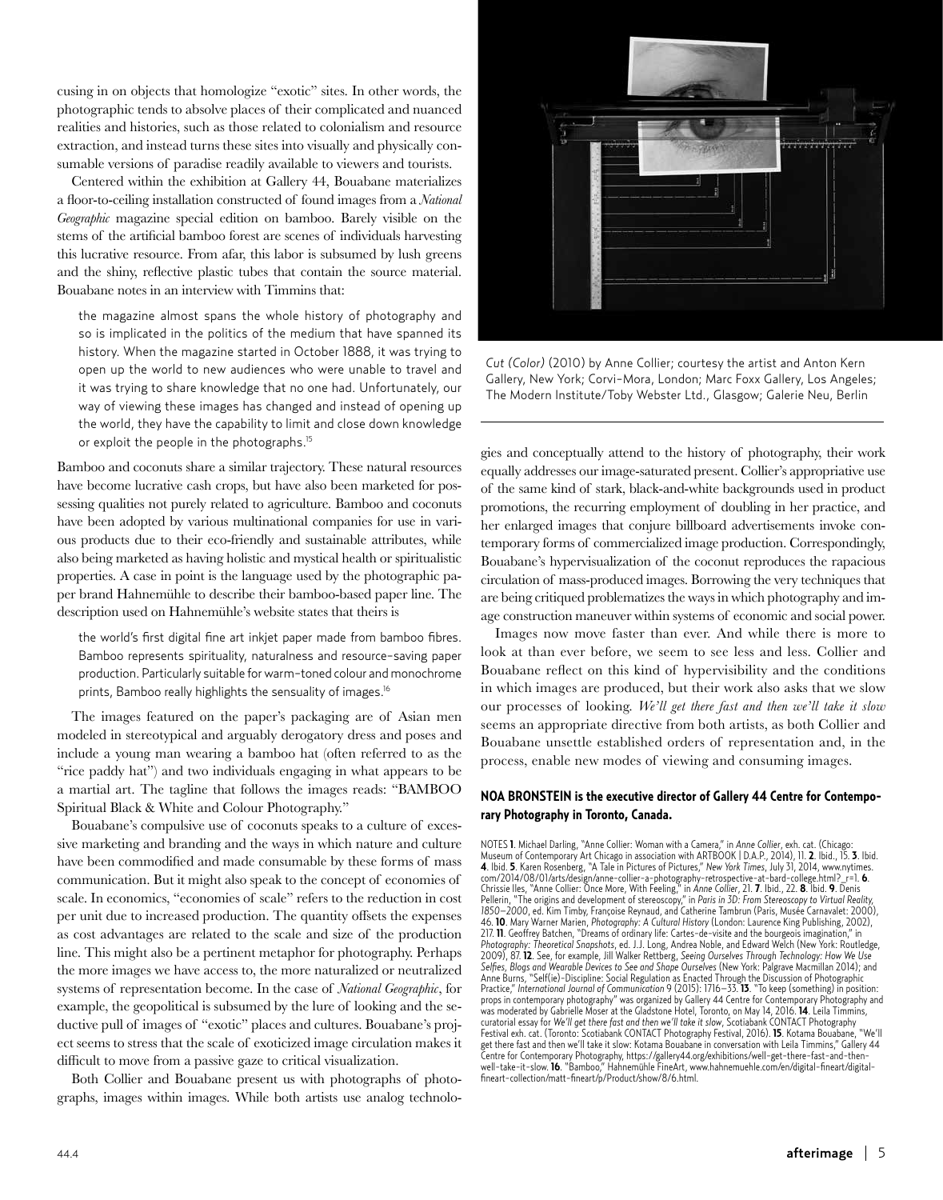cusing in on objects that homologize "exotic" sites. In other words, the photographic tends to absolve places of their complicated and nuanced realities and histories, such as those related to colonialism and resource extraction, and instead turns these sites into visually and physically consumable versions of paradise readily available to viewers and tourists.

Centered within the exhibition at Gallery 44, Bouabane materializes a floor-to-ceiling installation constructed of found images from a *National Geographic* magazine special edition on bamboo. Barely visible on the stems of the artificial bamboo forest are scenes of individuals harvesting this lucrative resource. From afar, this labor is subsumed by lush greens and the shiny, reflective plastic tubes that contain the source material. Bouabane notes in an interview with Timmins that:

> the magazine almost spans the whole history of photography and so is implicated in the politics of the medium that have spanned its history. When the magazine started in October 1888, it was trying to open up the world to new audiences who were unable to travel and it was trying to share knowledge that no one had. Unfortunately, our way of viewing these images has changed and instead of opening up the world, they have the capability to limit and close down knowledge or exploit the people in the photographs.[15]

Bamboo and coconuts share a similar trajectory. These natural resources have become lucrative cash crops, but have also been marketed for possessing qualities not purely related to agriculture. Bamboo and coconuts have been adopted by various multinational companies for use in various products due to their eco-friendly and sustainable attributes, while also being marketed as having holistic and mystical health or spiritualistic properties. A case in point is the language used by the photographic paper brand Hahnemühle to describe their bamboo-based paper line. The description used on Hahnemühle's website states that theirs is

> the world's first digital fine art inkjet paper made from bamboo fibres. Bamboo represents spirituality, naturalness and resource-saving paper production. Particularly suitable for warm-toned colour and monochrome prints, Bamboo really highlights the sensuality of images.[16]

The images featured on the paper's packaging are of Asian men modeled in stereotypical and arguably derogatory dress and poses and include a young man wearing a bamboo hat (often referred to as the "rice paddy hat") and two individuals engaging in what appears to be a martial art. The tagline that follows the images reads: "BAMBOO Spiritual Black & White and Colour Photography."

Bouabane's compulsive use of coconuts speaks to a culture of excessive marketing and branding and the ways in which nature and culture have been commodified and made consumable by these forms of mass communication. But it might also speak to the concept of economies of scale. In economics, "economies of scale" refers to the reduction in cost per unit due to increased production. The quantity offsets the expenses as cost advantages are related to the scale and size of the production line. This might also be a pertinent metaphor for photography. Perhaps the more images we have access to, the more naturalized or neutralized systems of representation become. In the case of *National Geographic*, for example, the geopolitical is subsumed by the lure of looking and the seductive pull of images of "exotic" places and cultures. Bouabane's project seems to stress that the scale of exoticized image circulation makes it difficult to move from a passive gaze to critical visualization.

Both Collier and Bouabane present us with photographs of photographs, images within images. While both artists use analog technologies and conceptually attend to the history of photography, their work equally addresses our image-saturated present. Collier's appropriative use of the same kind of stark, black-and-white backgrounds used in product promotions, the recurring employment of doubling in her practice, and her enlarged images that conjure billboard advertisements invoke contemporary forms of commercialized image production. Correspondingly, Bouabane's hypervisualization of the coconut reproduces the rapacious circulation of mass-produced images. Borrowing the very techniques that are being critiqued problematizes the ways in which photography and image construction maneuver within systems of economic and social power.

*Cut (Color)* (2010) by Anne Collier; courtesy the artist and Anton Kern Gallery, New York; Corvi-Mora, London; Marc Foxx Gallery, Los Angeles; The Modern Institute/Toby Webster Ltd., Glasgow; Galerie Neu, Berlin

Images now move faster than ever. And while there is more to look at than ever before, we seem to see less and less. Collier and Bouabane reflect on this kind of hypervisibility and the conditions in which images are produced, but their work also asks that we slow our processes of looking. *We'll get there fast and then we'll take it slow* seems an appropriate directive from both artists, as both Collier and Bouabane unsettle established orders of representation and, in the process, enable new modes of viewing and consuming images.

**NOA BRONSTEIN is the executive director of Gallery 44 Centre for Contemporary Photography in Toronto, Canada.**

NOTES **1**. Michael Darling, "Anne Collier: Woman with a Camera," in *Anne Collier*, exh. cat. (Chicago: Museum of Contemporary Art Chicago in association with ARTBOOK | D.A.P., 2014), 11. **2**. Ibid., 15. **3**. Ibid. **4**. Ibid. **5**. Karen Rosenberg, "A Tale in Pictures of Pictures," *New York Times*, July 31, 2014, www.nytimes.com/2014/08/01/arts/design/anne-collier-a-photography-retrospective-at-bard-college.html?_r=1. **6**. Chrissie Iles, "Anne Collier: Once More, With Feeling," in *Anne Collier*, 21. **7**. Ibid., 22. **8**. Ibid. **9**. Denis Pellerin, "The origins and development of stereoscopy," in *Paris in 3D: From Stereoscopy to Virtual Reality, 1850–2000*, ed. Kim Timby, Françoise Reynaud, and Catherine Tambrun (Paris, Musée Carnavalet: 2000), 46. **10**. Mary Warner Marien, *Photography: A Cultural History* (London: Laurence King Publishing, 2002), 217. **11**. Geoffrey Batchen, "Dreams of ordinary life: Cartes-de-visite and the bourgeois imagination," in *Photography: Theoretical Snapshots*, ed. J.J. Long, Andrea Noble, and Edward Welch (New York: Routledge, 2009), 87. **12**. See, for example, Jill Walker Rettberg, *Seeing Ourselves Through Technology: How We Use Selfies, Blogs and Wearable Devices to See and Shape Ourselves* (New York: Palgrave Macmillan 2014); and Anne Burns, "Self(ie)-Discipline: Social Regulation as Enacted Through the Discussion of Photographic Practice," *International Journal of Communication* 9 (2015): 1716–33. **13**. "To keep (something) in position: props in contemporary photography" was organized by Gallery 44 Centre for Contemporary Photography and was moderated by Gabrielle Moser at the Gladstone Hotel, Toronto, on May 14, 2016. **14**. Leila Timmins, curatorial essay for *We'll get there fast and then we'll take it slow*, Scotiabank CONTACT Photography Festival exh. cat. (Toronto: Scotiabank CONTACT Photography Festival, 2016). **15**. Kotama Bouabane, "We'll get there fast and then we'll take it slow: Kotama Bouabane in conversation with Leila Timmins," Gallery 44 Centre for Contemporary Photography, https://gallery44.org/exhibitions/well-get-there-fast-and-then-well-take-it-slow. **16**. "Bamboo," Hahnemühle FineArt, www.hahnemuehle.com/en/digital-fineart/digital-fineart-collection/matt-fineart/p/Product/show/8/6.html.